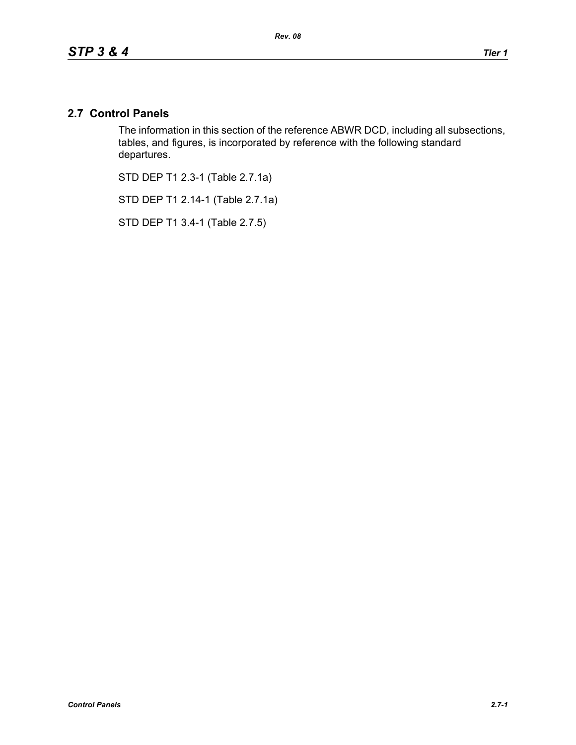## 2.7 Control Panels

The information in this section of the reference ABWR DCD, including all subsections, tables, and figures, is incorporated by reference with the following standard departures.

STD DEP T1 2.3-1 (Table 2.7.1a)

STD DEP T1 2.14-1 (Table 2.7.1a)

STD DEP T1 3.4-1 (Table 2.7.5)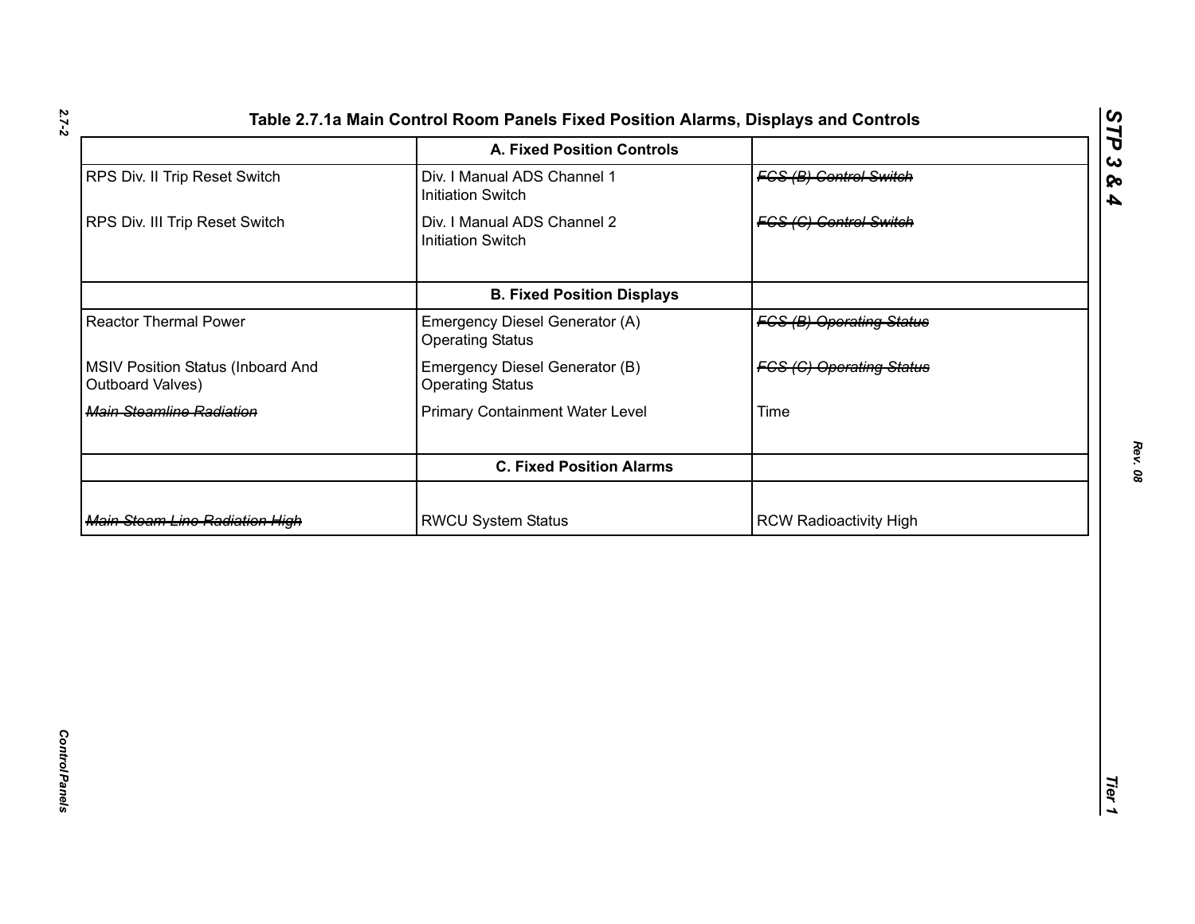Table 2.7.1a Main Control Room Panels Fixed Position Alarms, Displays and Controls

| | A. Fixed Position Controls | |
|---|---|---|
| RPS Div. II Trip Reset Switch | Div. I Manual ADS Channel 1 Initiation Switch | ~~FCS (B) Control Switch~~ |
| RPS Div. III Trip Reset Switch | Div. I Manual ADS Channel 2 Initiation Switch | ~~FCS (C) Control Switch~~ |
| | **B. Fixed Position Displays** | |
| Reactor Thermal Power | Emergency Diesel Generator (A) Operating Status | ~~FCS (B) Operating Status~~ |
| MSIV Position Status (Inboard And Outboard Valves) | Emergency Diesel Generator (B) Operating Status | ~~FCS (C) Operating Status~~ |
| ~~Main Steamline Radiation~~ | Primary Containment Water Level | Time |
| | **C. Fixed Position Alarms** | |
| ~~Main Steam Line Radiation High~~ | RWCU System Status | RCW Radioactivity High |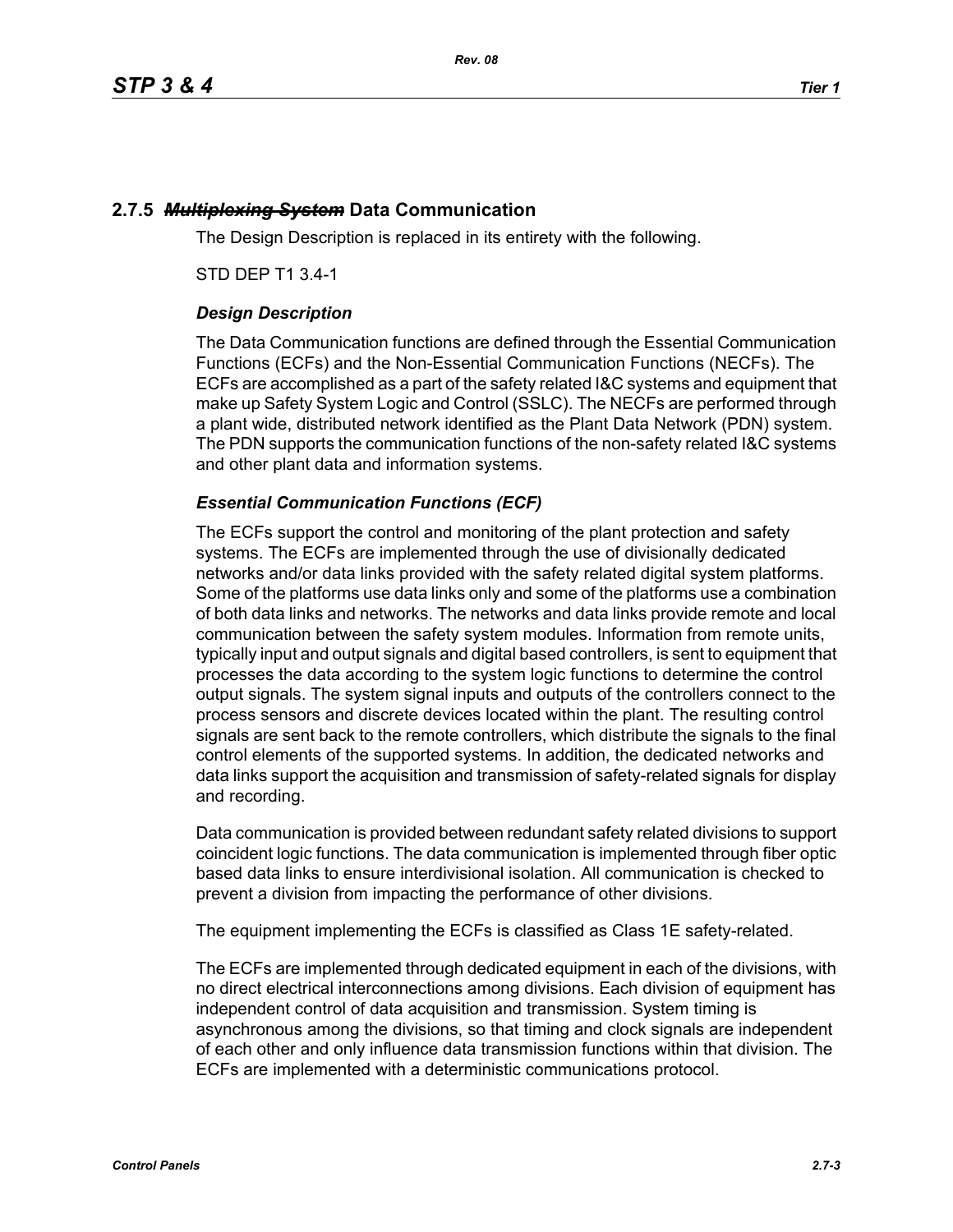### 2.7.5 ~~*Multiplexing System*~~ Data Communication

The Design Description is replaced in its entirety with the following.

STD DEP T1 3.4-1

#### *Design Description*

The Data Communication functions are defined through the Essential Communication Functions (ECFs) and the Non-Essential Communication Functions (NECFs). The ECFs are accomplished as a part of the safety related I&C systems and equipment that make up Safety System Logic and Control (SSLC). The NECFs are performed through a plant wide, distributed network identified as the Plant Data Network (PDN) system. The PDN supports the communication functions of the non-safety related I&C systems and other plant data and information systems.

#### *Essential Communication Functions (ECF)*

The ECFs support the control and monitoring of the plant protection and safety systems. The ECFs are implemented through the use of divisionally dedicated networks and/or data links provided with the safety related digital system platforms. Some of the platforms use data links only and some of the platforms use a combination of both data links and networks. The networks and data links provide remote and local communication between the safety system modules. Information from remote units, typically input and output signals and digital based controllers, is sent to equipment that processes the data according to the system logic functions to determine the control output signals. The system signal inputs and outputs of the controllers connect to the process sensors and discrete devices located within the plant. The resulting control signals are sent back to the remote controllers, which distribute the signals to the final control elements of the supported systems. In addition, the dedicated networks and data links support the acquisition and transmission of safety-related signals for display and recording.

Data communication is provided between redundant safety related divisions to support coincident logic functions. The data communication is implemented through fiber optic based data links to ensure interdivisional isolation. All communication is checked to prevent a division from impacting the performance of other divisions.

The equipment implementing the ECFs is classified as Class 1E safety-related.

The ECFs are implemented through dedicated equipment in each of the divisions, with no direct electrical interconnections among divisions. Each division of equipment has independent control of data acquisition and transmission. System timing is asynchronous among the divisions, so that timing and clock signals are independent of each other and only influence data transmission functions within that division. The ECFs are implemented with a deterministic communications protocol.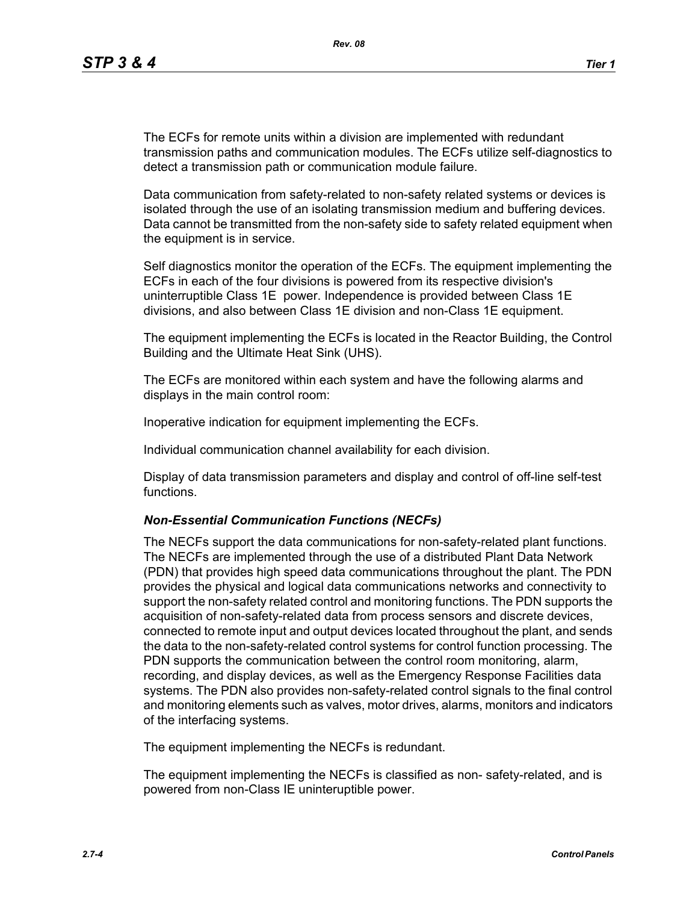The ECFs for remote units within a division are implemented with redundant transmission paths and communication modules. The ECFs utilize self-diagnostics to detect a transmission path or communication module failure.

Data communication from safety-related to non-safety related systems or devices is isolated through the use of an isolating transmission medium and buffering devices. Data cannot be transmitted from the non-safety side to safety related equipment when the equipment is in service.

Self diagnostics monitor the operation of the ECFs. The equipment implementing the ECFs in each of the four divisions is powered from its respective division's uninterruptible Class 1E power. Independence is provided between Class 1E divisions, and also between Class 1E division and non-Class 1E equipment.

The equipment implementing the ECFs is located in the Reactor Building, the Control Building and the Ultimate Heat Sink (UHS).

The ECFs are monitored within each system and have the following alarms and displays in the main control room:

Inoperative indication for equipment implementing the ECFs.

Individual communication channel availability for each division.

Display of data transmission parameters and display and control of off-line self-test functions.

### *Non-Essential Communication Functions (NECFs)*

The NECFs support the data communications for non-safety-related plant functions. The NECFs are implemented through the use of a distributed Plant Data Network (PDN) that provides high speed data communications throughout the plant. The PDN provides the physical and logical data communications networks and connectivity to support the non-safety related control and monitoring functions. The PDN supports the acquisition of non-safety-related data from process sensors and discrete devices, connected to remote input and output devices located throughout the plant, and sends the data to the non-safety-related control systems for control function processing. The PDN supports the communication between the control room monitoring, alarm, recording, and display devices, as well as the Emergency Response Facilities data systems. The PDN also provides non-safety-related control signals to the final control and monitoring elements such as valves, motor drives, alarms, monitors and indicators of the interfacing systems.

The equipment implementing the NECFs is redundant.

The equipment implementing the NECFs is classified as non- safety-related, and is powered from non-Class IE uninteruptible power.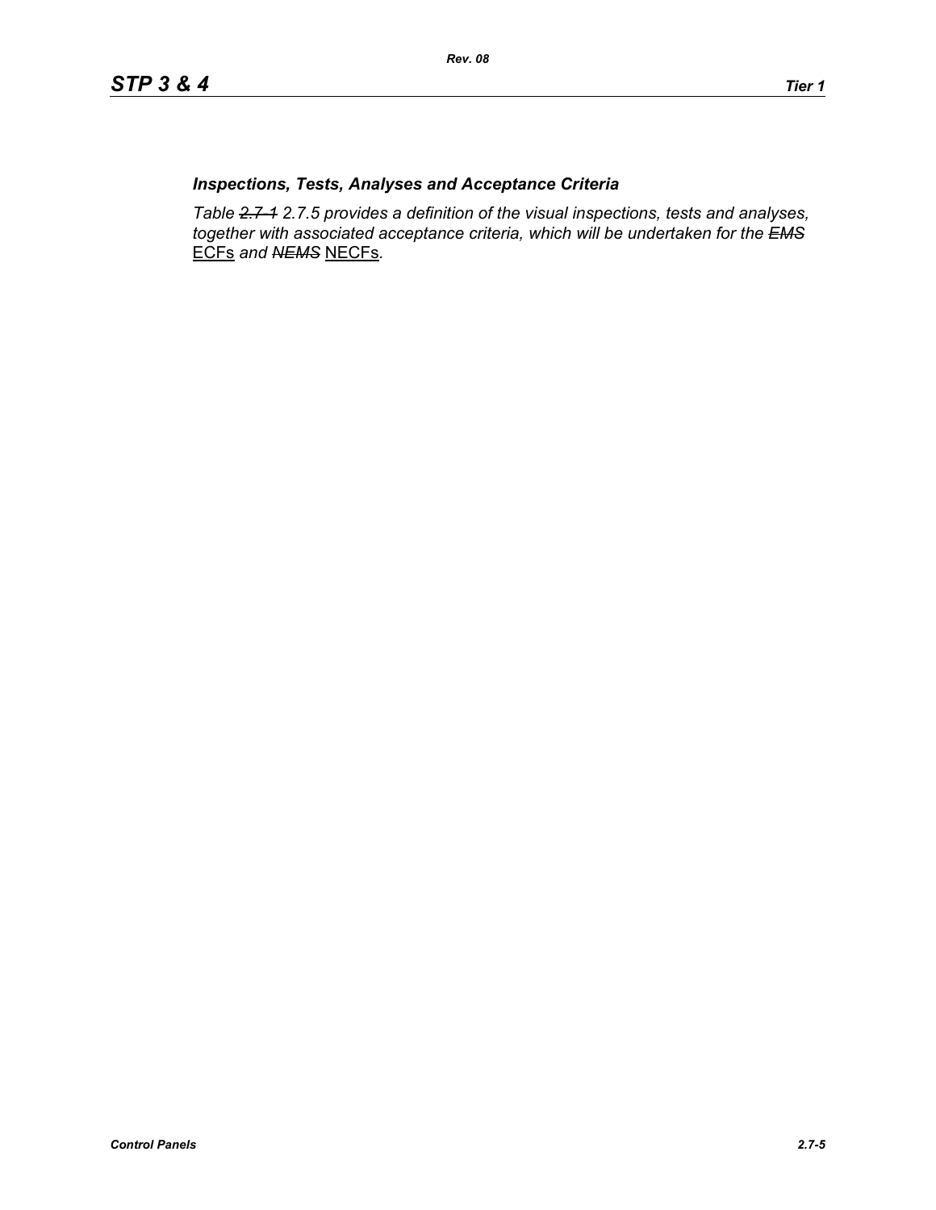### *Inspections, Tests, Analyses and Acceptance Criteria*

*Table ~~2.7-1~~ 2.7.5 provides a definition of the visual inspections, tests and analyses, together with associated acceptance criteria, which will be undertaken for the ~~EMS~~* ECFs *and ~~NEMS~~* NECFs*.*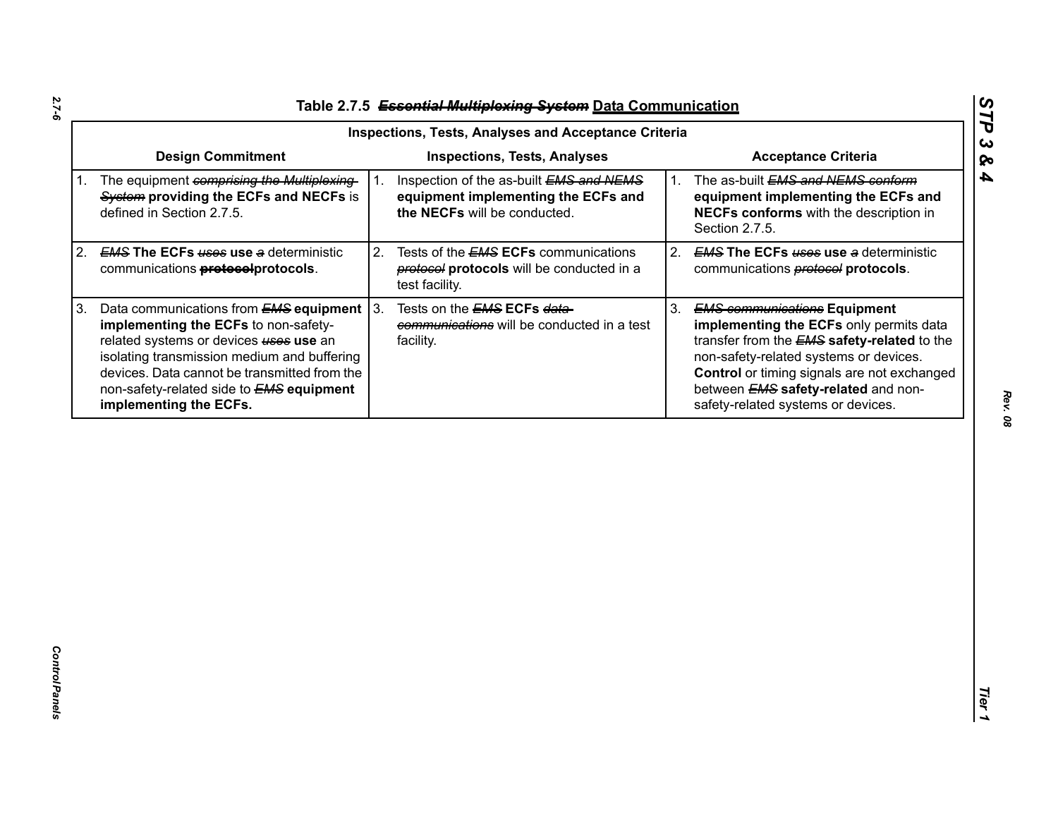# Table 2.7.5 ~~*Essential Multiplexing System*~~ Data Communication

| Inspections, Tests, Analyses and Acceptance Criteria | | |
|---|---|---|
| **Design Commitment** | **Inspections, Tests, Analyses** | **Acceptance Criteria** |
| 1. The equipment ~~*comprising the Multiplexing System*~~ **providing the ECFs and NECFs** is defined in Section 2.7.5. | 1. Inspection of the as-built ~~*EMS and NEMS*~~ **equipment implementing the ECFs and the NECFs** will be conducted. | 1. The as-built ~~*EMS and NEMS conform*~~ **equipment implementing the ECFs and NECFs conforms** with the description in Section 2.7.5. |
| 2. ~~*EMS*~~ **The ECFs** ~~*uses*~~ **use** ~~*a*~~ deterministic communications ~~**protocol**~~**protocols**. | 2. Tests of the ~~*EMS*~~ **ECFs** communications ~~*protocol*~~ **protocols** will be conducted in a test facility. | 2. ~~*EMS*~~ **The ECFs** ~~*uses*~~ **use** ~~*a*~~ deterministic communications ~~*protocol*~~ **protocols**. |
| 3. Data communications from ~~*EMS*~~ **equipment implementing the ECFs** to non-safety-related systems or devices ~~*uses*~~ **use** an isolating transmission medium and buffering devices. Data cannot be transmitted from the non-safety-related side to ~~*EMS*~~ **equipment implementing the ECFs.** | 3. Tests on the ~~*EMS*~~ **ECFs** ~~*data communications*~~ will be conducted in a test facility. | 3. ~~*EMS communications*~~ **Equipment implementing the ECFs** only permits data transfer from the ~~*EMS*~~ **safety-related** to the non-safety-related systems or devices. **Control** or timing signals are not exchanged between ~~*EMS*~~ **safety-related** and non-safety-related systems or devices. |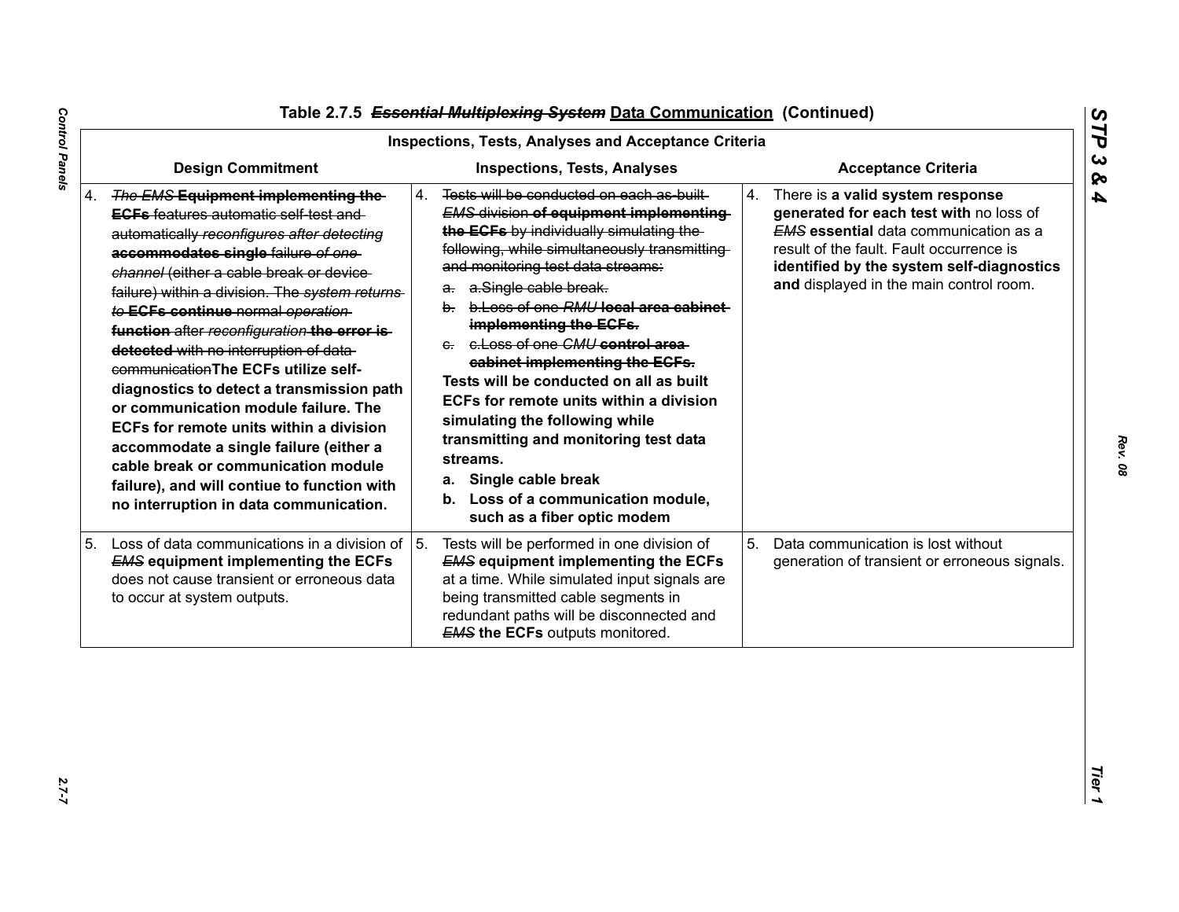# Table 2.7.5 ~~*Essential Multiplexing System*~~ Data Communication (Continued)

| Inspections, Tests, Analyses and Acceptance Criteria | | |
|---|---|---|
| **Design Commitment** | **Inspections, Tests, Analyses** | **Acceptance Criteria** |
| 4. ~~*The EMS*~~ **Equipment implementing the** ~~**ECFs**~~ ~~features automatic self-test and automatically~~ ~~*reconfigures after detecting*~~ ~~**accommodates single**~~ ~~failure~~ ~~*of one channel*~~ ~~(either a cable break or device failure) within a division. The~~ ~~*system returns to*~~ ~~**ECFs continue**~~ ~~normal~~ ~~*operation*~~ ~~**function**~~ ~~after~~ ~~*reconfiguration*~~ ~~**the error is detected**~~ ~~with no interruption of data communication~~**The ECFs utilize self-diagnostics to detect a transmission path or communication module failure. The ECFs for remote units within a division accommodate a single failure (either a cable break or communication module failure), and will contiue to function with no interruption in data communication.** | 4. ~~Tests will be conducted on each as-built~~ ~~*EMS*~~ ~~division~~ ~~**of equipment implementing the ECFs**~~ ~~by individually simulating the following, while simultaneously transmitting and monitoring test data streams:~~<br>~~a. a.Single cable break.~~<br>~~b. b.Loss of one~~ ~~*RMU*~~ ~~**local area cabinet implementing the ECFs.**~~<br>~~c. c.Loss of one~~ ~~*CMU*~~ ~~**control area cabinet implementing the ECFs.**~~<br>**Tests will be conducted on all as built ECFs for remote units within a division simulating the following while transmitting and monitoring test data streams.**<br>**a. Single cable break**<br>**b. Loss of a communication module, such as a fiber optic modem** | 4. There is **a valid system response generated for each test with** no loss of ~~*EMS*~~ **essential** data communication as a result of the fault. Fault occurrence is **identified by the system self-diagnostics and** displayed in the main control room. |
| 5. Loss of data communications in a division of ~~*EMS*~~ **equipment implementing the ECFs** does not cause transient or erroneous data to occur at system outputs. | 5. Tests will be performed in one division of ~~*EMS*~~ **equipment implementing the ECFs** at a time. While simulated input signals are being transmitted cable segments in redundant paths will be disconnected and ~~*EMS*~~ **the ECFs** outputs monitored. | 5. Data communication is lost without generation of transient or erroneous signals. |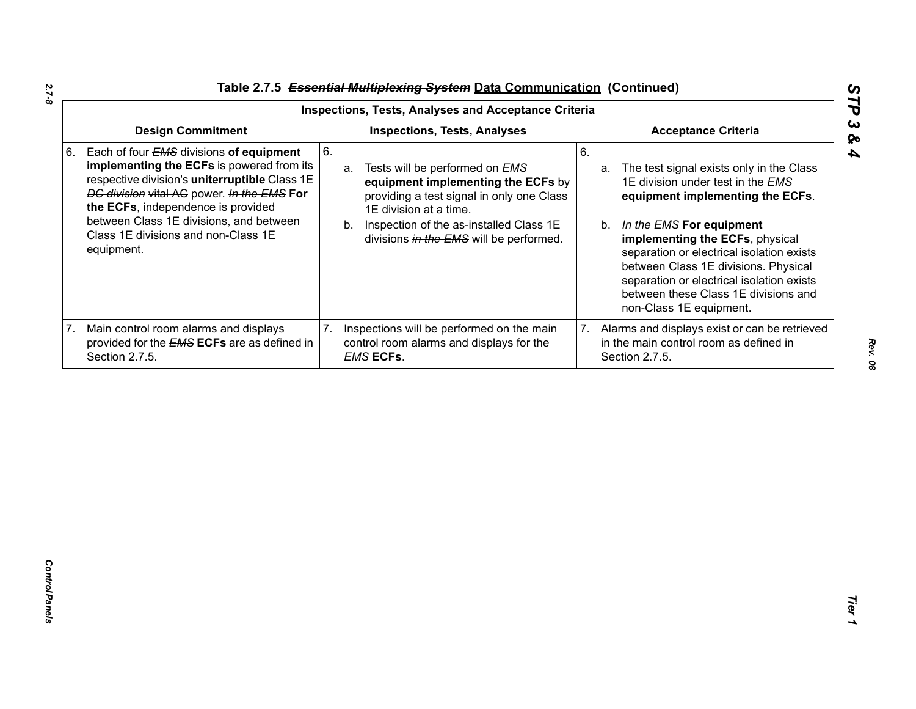### Table 2.7.5 ~~*Essential Multiplexing System*~~ Data Communication (Continued)

| Inspections, Tests, Analyses and Acceptance Criteria | | |
|---|---|---|
| **Design Commitment** | **Inspections, Tests, Analyses** | **Acceptance Criteria** |
| 6. Each of four ~~*EMS*~~ divisions **of equipment implementing the ECFs** is powered from its respective division's **uniterruptible** Class 1E ~~*DC division*~~ ~~vital AC~~ power. ~~*In the EMS*~~ **For the ECFs**, independence is provided between Class 1E divisions, and between Class 1E divisions and non-Class 1E equipment. | 6. a. Tests will be performed on ~~*EMS*~~ **equipment implementing the ECFs** by providing a test signal in only one Class 1E division at a time. b. Inspection of the as-installed Class 1E divisions ~~*in the EMS*~~ will be performed. | 6. a. The test signal exists only in the Class 1E division under test in the ~~*EMS*~~ **equipment implementing the ECFs**. b. ~~*In the EMS*~~ **For equipment implementing the ECFs**, physical separation or electrical isolation exists between Class 1E divisions. Physical separation or electrical isolation exists between these Class 1E divisions and non-Class 1E equipment. |
| 7. Main control room alarms and displays provided for the ~~*EMS*~~ **ECFs** are as defined in Section 2.7.5. | 7. Inspections will be performed on the main control room alarms and displays for the ~~*EMS*~~ **ECFs**. | 7. Alarms and displays exist or can be retrieved in the main control room as defined in Section 2.7.5. |